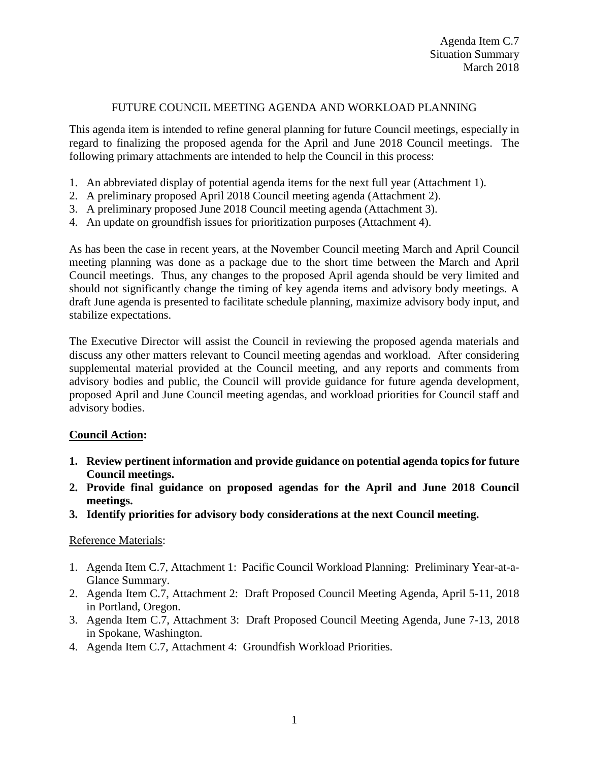Agenda Item C.7
Situation Summary
March 2018

# FUTURE COUNCIL MEETING AGENDA AND WORKLOAD PLANNING

This agenda item is intended to refine general planning for future Council meetings, especially in regard to finalizing the proposed agenda for the April and June 2018 Council meetings. The following primary attachments are intended to help the Council in this process:

1. An abbreviated display of potential agenda items for the next full year (Attachment 1).
2. A preliminary proposed April 2018 Council meeting agenda (Attachment 2).
3. A preliminary proposed June 2018 Council meeting agenda (Attachment 3).
4. An update on groundfish issues for prioritization purposes (Attachment 4).

As has been the case in recent years, at the November Council meeting March and April Council meeting planning was done as a package due to the short time between the March and April Council meetings. Thus, any changes to the proposed April agenda should be very limited and should not significantly change the timing of key agenda items and advisory body meetings. A draft June agenda is presented to facilitate schedule planning, maximize advisory body input, and stabilize expectations.

The Executive Director will assist the Council in reviewing the proposed agenda materials and discuss any other matters relevant to Council meeting agendas and workload. After considering supplemental material provided at the Council meeting, and any reports and comments from advisory bodies and public, the Council will provide guidance for future agenda development, proposed April and June Council meeting agendas, and workload priorities for Council staff and advisory bodies.

## Council Action:

1. **Review pertinent information and provide guidance on potential agenda topics for future Council meetings.**
2. **Provide final guidance on proposed agendas for the April and June 2018 Council meetings.**
3. **Identify priorities for advisory body considerations at the next Council meeting.**

Reference Materials:

1. Agenda Item C.7, Attachment 1: Pacific Council Workload Planning: Preliminary Year-at-a-Glance Summary.
2. Agenda Item C.7, Attachment 2: Draft Proposed Council Meeting Agenda, April 5-11, 2018 in Portland, Oregon.
3. Agenda Item C.7, Attachment 3: Draft Proposed Council Meeting Agenda, June 7-13, 2018 in Spokane, Washington.
4. Agenda Item C.7, Attachment 4: Groundfish Workload Priorities.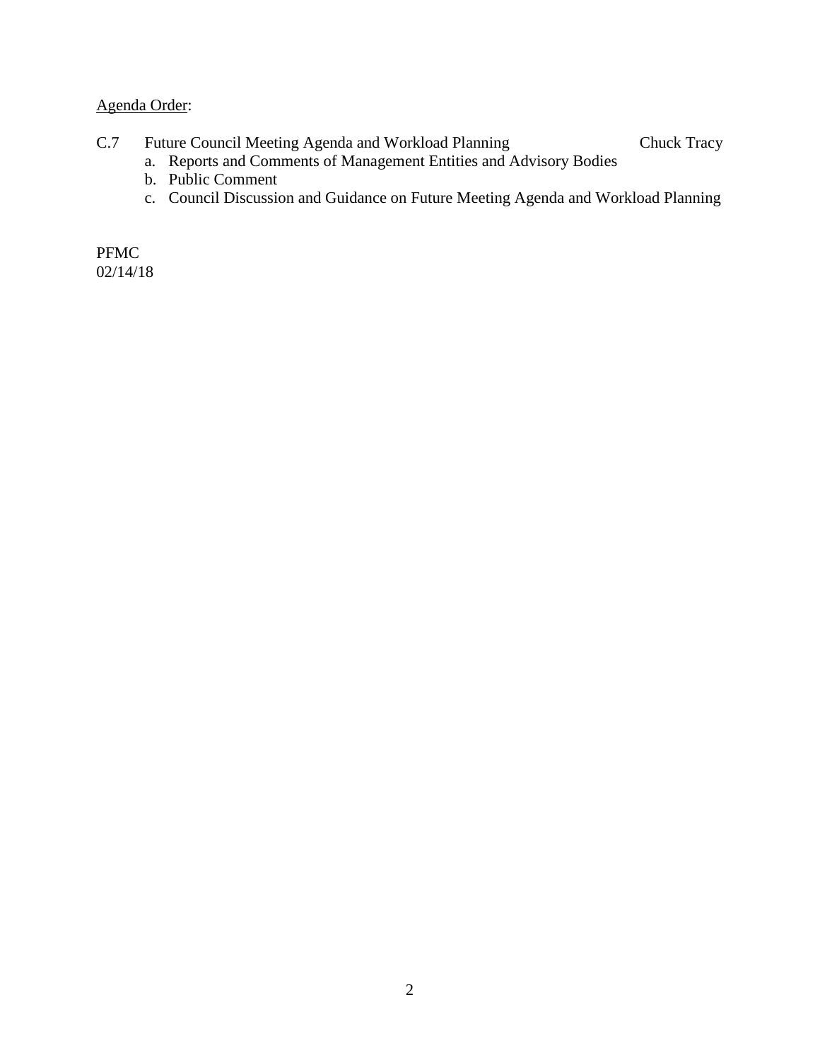Agenda Order:

C.7 Future Council Meeting Agenda and Workload Planning — Chuck Tracy

a. Reports and Comments of Management Entities and Advisory Bodies
b. Public Comment
c. Council Discussion and Guidance on Future Meeting Agenda and Workload Planning

PFMC
02/14/18